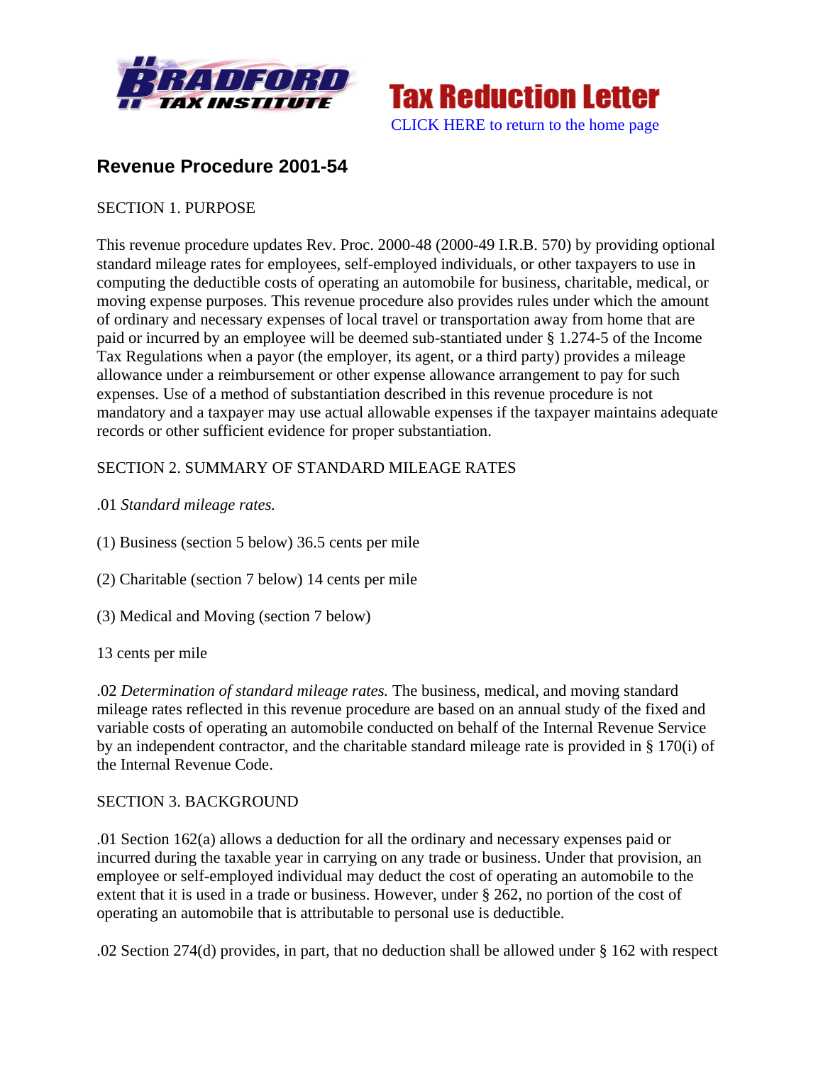Tax Reduction Letter

CLICK HERE to return to the home page

## Revenue Procedure 2001-54

SECTION 1. PURPOSE

This revenue procedure updates Rev. Proc. 2000-48 (2000-49 I.R.B. 570) by providing optional standard mileage rates for employees, self-employed individuals, or other taxpayers to use in computing the deductible costs of operating an automobile for business, charitable, medical, or moving expense purposes. This revenue procedure also provides rules under which the amount of ordinary and necessary expenses of local travel or transportation away from home that are paid or incurred by an employee will be deemed sub-stantiated under § 1.274-5 of the Income Tax Regulations when a payor (the employer, its agent, or a third party) provides a mileage allowance under a reimbursement or other expense allowance arrangement to pay for such expenses. Use of a method of substantiation described in this revenue procedure is not mandatory and a taxpayer may use actual allowable expenses if the taxpayer maintains adequate records or other sufficient evidence for proper substantiation.

SECTION 2. SUMMARY OF STANDARD MILEAGE RATES

.01 *Standard mileage rates.*

(1) Business (section 5 below) 36.5 cents per mile

(2) Charitable (section 7 below) 14 cents per mile

(3) Medical and Moving (section 7 below)

13 cents per mile

.02 *Determination of standard mileage rates.* The business, medical, and moving standard mileage rates reflected in this revenue procedure are based on an annual study of the fixed and variable costs of operating an automobile conducted on behalf of the Internal Revenue Service by an independent contractor, and the charitable standard mileage rate is provided in § 170(i) of the Internal Revenue Code.

SECTION 3. BACKGROUND

.01 Section 162(a) allows a deduction for all the ordinary and necessary expenses paid or incurred during the taxable year in carrying on any trade or business. Under that provision, an employee or self-employed individual may deduct the cost of operating an automobile to the extent that it is used in a trade or business. However, under § 262, no portion of the cost of operating an automobile that is attributable to personal use is deductible.

.02 Section 274(d) provides, in part, that no deduction shall be allowed under § 162 with respect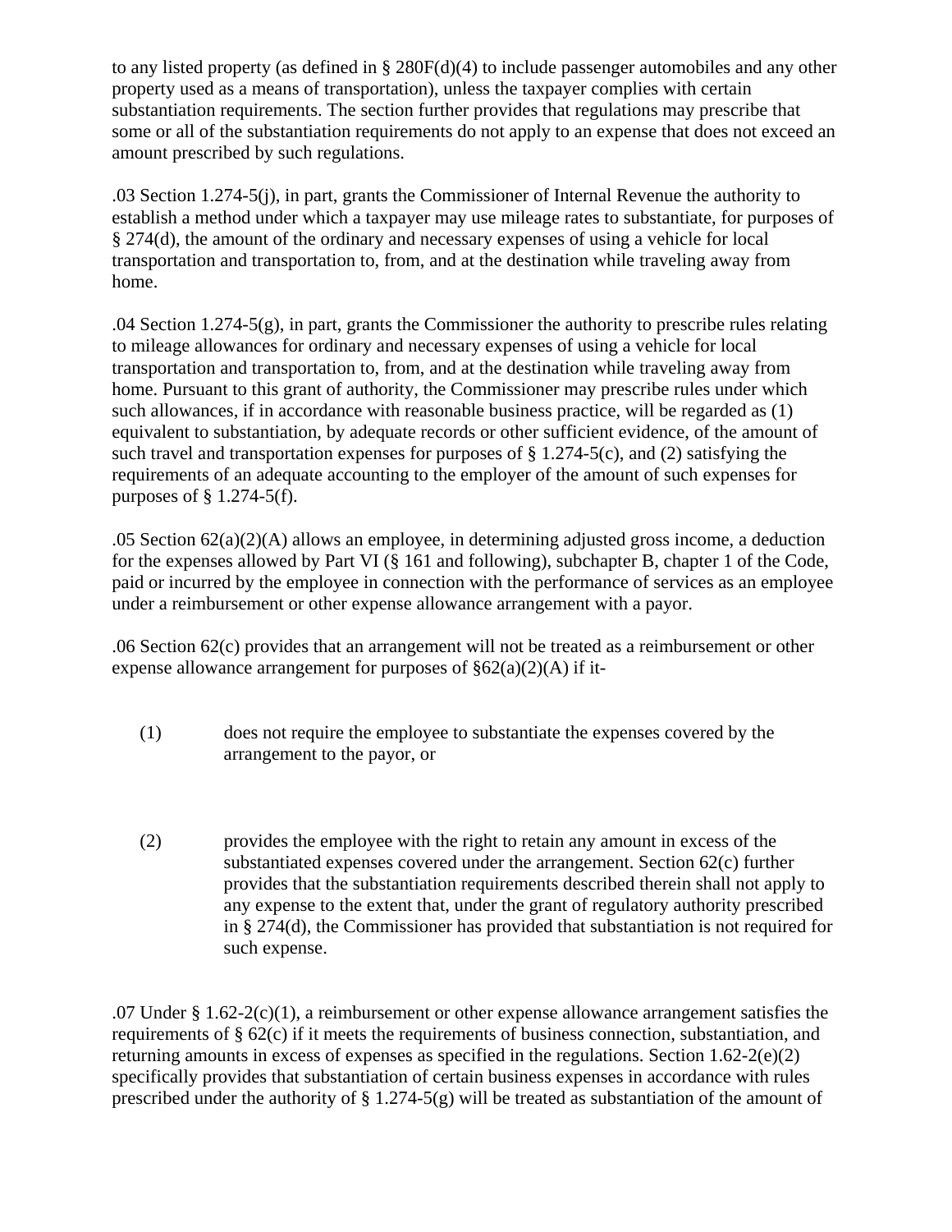to any listed property (as defined in § 280F(d)(4) to include passenger automobiles and any other property used as a means of transportation), unless the taxpayer complies with certain substantiation requirements. The section further provides that regulations may prescribe that some or all of the substantiation requirements do not apply to an expense that does not exceed an amount prescribed by such regulations.

.03 Section 1.274-5(j), in part, grants the Commissioner of Internal Revenue the authority to establish a method under which a taxpayer may use mileage rates to substantiate, for purposes of § 274(d), the amount of the ordinary and necessary expenses of using a vehicle for local transportation and transportation to, from, and at the destination while traveling away from home.

.04 Section 1.274-5(g), in part, grants the Commissioner the authority to prescribe rules relating to mileage allowances for ordinary and necessary expenses of using a vehicle for local transportation and transportation to, from, and at the destination while traveling away from home. Pursuant to this grant of authority, the Commissioner may prescribe rules under which such allowances, if in accordance with reasonable business practice, will be regarded as (1) equivalent to substantiation, by adequate records or other sufficient evidence, of the amount of such travel and transportation expenses for purposes of § 1.274-5(c), and (2) satisfying the requirements of an adequate accounting to the employer of the amount of such expenses for purposes of § 1.274-5(f).

.05 Section 62(a)(2)(A) allows an employee, in determining adjusted gross income, a deduction for the expenses allowed by Part VI (§ 161 and following), subchapter B, chapter 1 of the Code, paid or incurred by the employee in connection with the performance of services as an employee under a reimbursement or other expense allowance arrangement with a payor.

.06 Section 62(c) provides that an arrangement will not be treated as a reimbursement or other expense allowance arrangement for purposes of §62(a)(2)(A) if it-

(1) does not require the employee to substantiate the expenses covered by the arrangement to the payor, or

(2) provides the employee with the right to retain any amount in excess of the substantiated expenses covered under the arrangement. Section 62(c) further provides that the substantiation requirements described therein shall not apply to any expense to the extent that, under the grant of regulatory authority prescribed in § 274(d), the Commissioner has provided that substantiation is not required for such expense.

.07 Under § 1.62-2(c)(1), a reimbursement or other expense allowance arrangement satisfies the requirements of § 62(c) if it meets the requirements of business connection, substantiation, and returning amounts in excess of expenses as specified in the regulations. Section 1.62-2(e)(2) specifically provides that substantiation of certain business expenses in accordance with rules prescribed under the authority of § 1.274-5(g) will be treated as substantiation of the amount of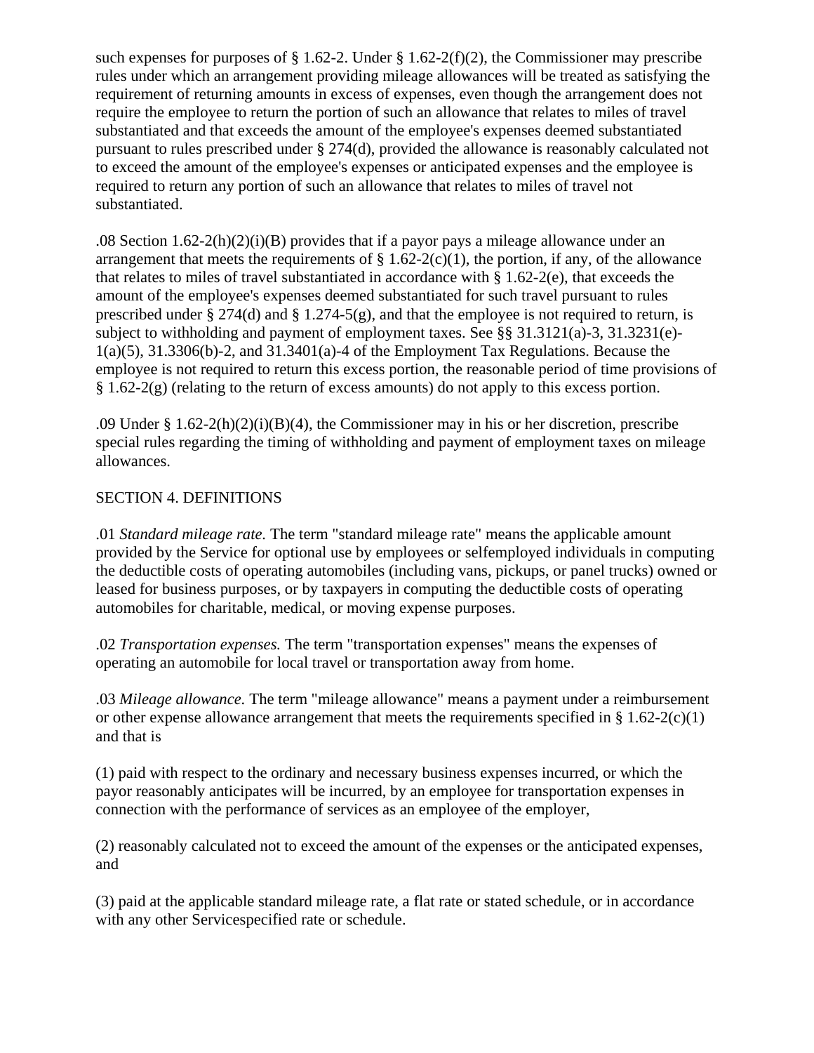such expenses for purposes of § 1.62-2. Under § 1.62-2(f)(2), the Commissioner may prescribe rules under which an arrangement providing mileage allowances will be treated as satisfying the requirement of returning amounts in excess of expenses, even though the arrangement does not require the employee to return the portion of such an allowance that relates to miles of travel substantiated and that exceeds the amount of the employee's expenses deemed substantiated pursuant to rules prescribed under § 274(d), provided the allowance is reasonably calculated not to exceed the amount of the employee's expenses or anticipated expenses and the employee is required to return any portion of such an allowance that relates to miles of travel not substantiated.

.08 Section 1.62-2(h)(2)(i)(B) provides that if a payor pays a mileage allowance under an arrangement that meets the requirements of § 1.62-2(c)(1), the portion, if any, of the allowance that relates to miles of travel substantiated in accordance with § 1.62-2(e), that exceeds the amount of the employee's expenses deemed substantiated for such travel pursuant to rules prescribed under § 274(d) and § 1.274-5(g), and that the employee is not required to return, is subject to withholding and payment of employment taxes. See §§ 31.3121(a)-3, 31.3231(e)-1(a)(5), 31.3306(b)-2, and 31.3401(a)-4 of the Employment Tax Regulations. Because the employee is not required to return this excess portion, the reasonable period of time provisions of § 1.62-2(g) (relating to the return of excess amounts) do not apply to this excess portion.

.09 Under § 1.62-2(h)(2)(i)(B)(4), the Commissioner may in his or her discretion, prescribe special rules regarding the timing of withholding and payment of employment taxes on mileage allowances.

SECTION 4. DEFINITIONS

.01 *Standard mileage rate.* The term "standard mileage rate" means the applicable amount provided by the Service for optional use by employees or selfemployed individuals in computing the deductible costs of operating automobiles (including vans, pickups, or panel trucks) owned or leased for business purposes, or by taxpayers in computing the deductible costs of operating automobiles for charitable, medical, or moving expense purposes.

.02 *Transportation expenses.* The term "transportation expenses" means the expenses of operating an automobile for local travel or transportation away from home.

.03 *Mileage allowance.* The term "mileage allowance" means a payment under a reimbursement or other expense allowance arrangement that meets the requirements specified in § 1.62-2(c)(1) and that is

(1) paid with respect to the ordinary and necessary business expenses incurred, or which the payor reasonably anticipates will be incurred, by an employee for transportation expenses in connection with the performance of services as an employee of the employer,

(2) reasonably calculated not to exceed the amount of the expenses or the anticipated expenses, and

(3) paid at the applicable standard mileage rate, a flat rate or stated schedule, or in accordance with any other Servicespecified rate or schedule.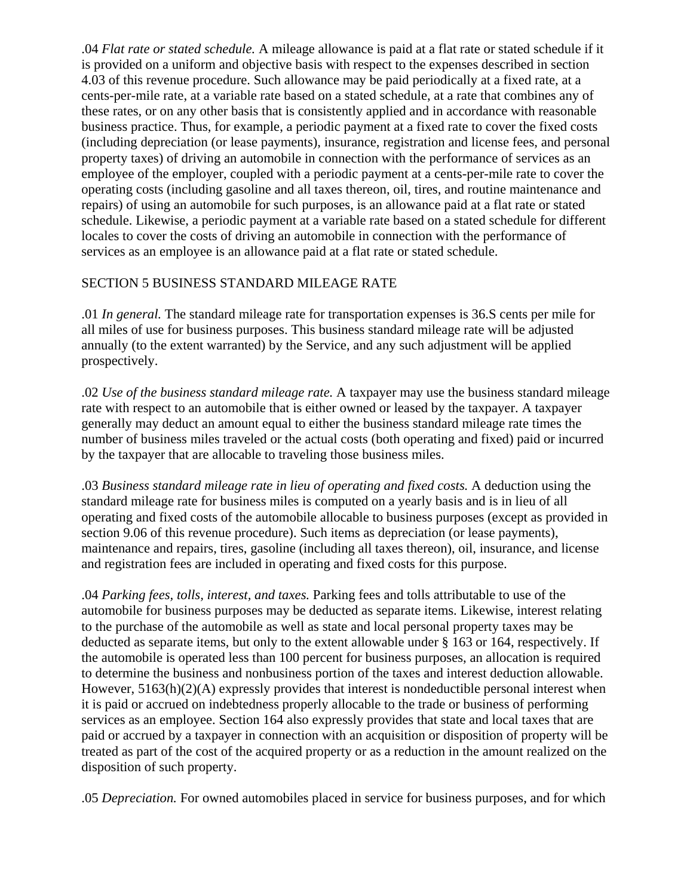.04 *Flat rate or stated schedule.* A mileage allowance is paid at a flat rate or stated schedule if it is provided on a uniform and objective basis with respect to the expenses described in section 4.03 of this revenue procedure. Such allowance may be paid periodically at a fixed rate, at a cents-per-mile rate, at a variable rate based on a stated schedule, at a rate that combines any of these rates, or on any other basis that is consistently applied and in accordance with reasonable business practice. Thus, for example, a periodic payment at a fixed rate to cover the fixed costs (including depreciation (or lease payments), insurance, registration and license fees, and personal property taxes) of driving an automobile in connection with the performance of services as an employee of the employer, coupled with a periodic payment at a cents-per-mile rate to cover the operating costs (including gasoline and all taxes thereon, oil, tires, and routine maintenance and repairs) of using an automobile for such purposes, is an allowance paid at a flat rate or stated schedule. Likewise, a periodic payment at a variable rate based on a stated schedule for different locales to cover the costs of driving an automobile in connection with the performance of services as an employee is an allowance paid at a flat rate or stated schedule.

SECTION 5 BUSINESS STANDARD MILEAGE RATE

.01 *In general.* The standard mileage rate for transportation expenses is 36.S cents per mile for all miles of use for business purposes. This business standard mileage rate will be adjusted annually (to the extent warranted) by the Service, and any such adjustment will be applied prospectively.

.02 *Use of the business standard mileage rate.* A taxpayer may use the business standard mileage rate with respect to an automobile that is either owned or leased by the taxpayer. A taxpayer generally may deduct an amount equal to either the business standard mileage rate times the number of business miles traveled or the actual costs (both operating and fixed) paid or incurred by the taxpayer that are allocable to traveling those business miles.

.03 *Business standard mileage rate in lieu of operating and fixed costs.* A deduction using the standard mileage rate for business miles is computed on a yearly basis and is in lieu of all operating and fixed costs of the automobile allocable to business purposes (except as provided in section 9.06 of this revenue procedure). Such items as depreciation (or lease payments), maintenance and repairs, tires, gasoline (including all taxes thereon), oil, insurance, and license and registration fees are included in operating and fixed costs for this purpose.

.04 *Parking fees, tolls, interest, and taxes.* Parking fees and tolls attributable to use of the automobile for business purposes may be deducted as separate items. Likewise, interest relating to the purchase of the automobile as well as state and local personal property taxes may be deducted as separate items, but only to the extent allowable under § 163 or 164, respectively. If the automobile is operated less than 100 percent for business purposes, an allocation is required to determine the business and nonbusiness portion of the taxes and interest deduction allowable. However, 5163(h)(2)(A) expressly provides that interest is nondeductible personal interest when it is paid or accrued on indebtedness properly allocable to the trade or business of performing services as an employee. Section 164 also expressly provides that state and local taxes that are paid or accrued by a taxpayer in connection with an acquisition or disposition of property will be treated as part of the cost of the acquired property or as a reduction in the amount realized on the disposition of such property.

.05 *Depreciation.* For owned automobiles placed in service for business purposes, and for which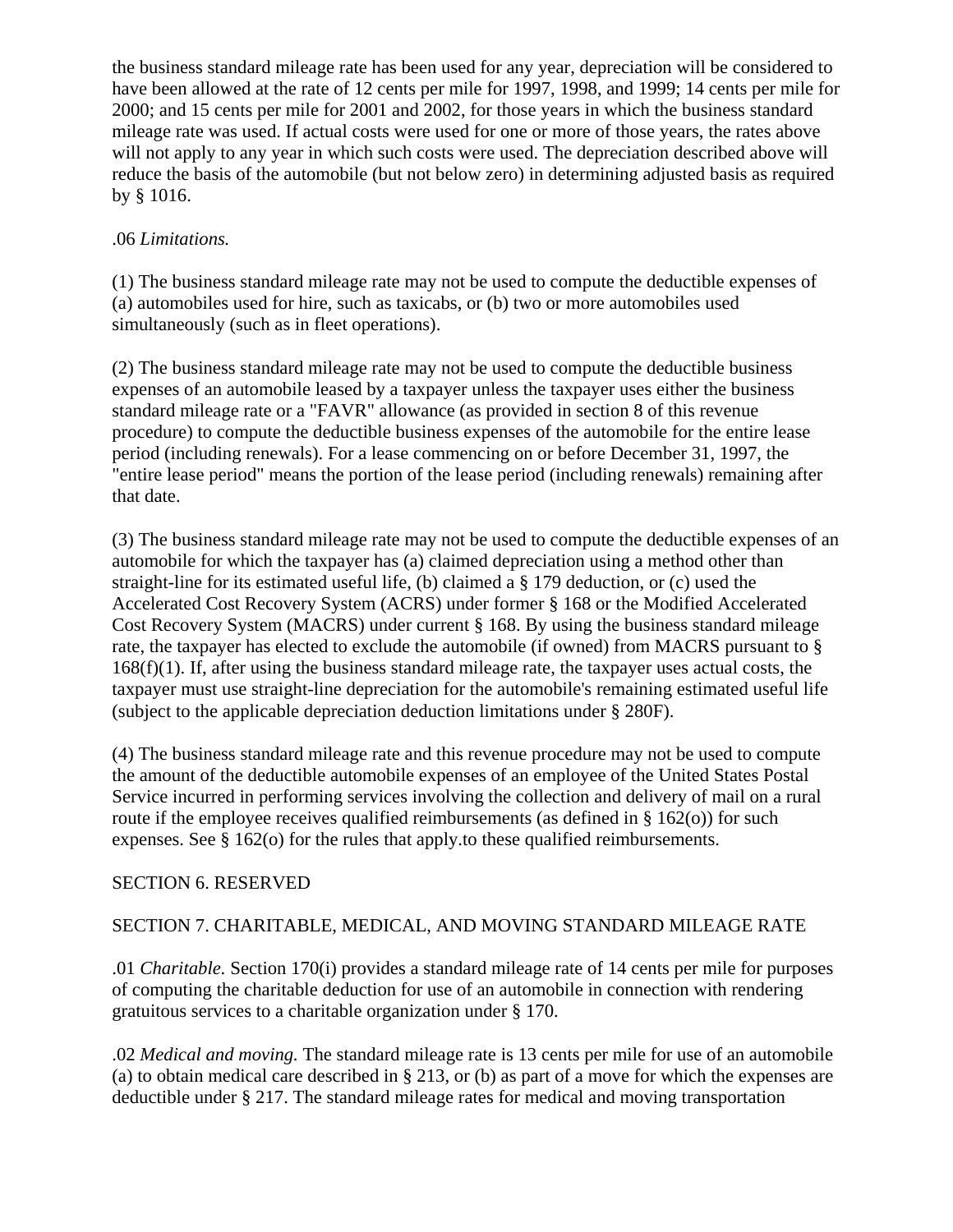the business standard mileage rate has been used for any year, depreciation will be considered to have been allowed at the rate of 12 cents per mile for 1997, 1998, and 1999; 14 cents per mile for 2000; and 15 cents per mile for 2001 and 2002, for those years in which the business standard mileage rate was used. If actual costs were used for one or more of those years, the rates above will not apply to any year in which such costs were used. The depreciation described above will reduce the basis of the automobile (but not below zero) in determining adjusted basis as required by § 1016.

.06 *Limitations.*

(1) The business standard mileage rate may not be used to compute the deductible expenses of (a) automobiles used for hire, such as taxicabs, or (b) two or more automobiles used simultaneously (such as in fleet operations).

(2) The business standard mileage rate may not be used to compute the deductible business expenses of an automobile leased by a taxpayer unless the taxpayer uses either the business standard mileage rate or a "FAVR" allowance (as provided in section 8 of this revenue procedure) to compute the deductible business expenses of the automobile for the entire lease period (including renewals). For a lease commencing on or before December 31, 1997, the "entire lease period" means the portion of the lease period (including renewals) remaining after that date.

(3) The business standard mileage rate may not be used to compute the deductible expenses of an automobile for which the taxpayer has (a) claimed depreciation using a method other than straight-line for its estimated useful life, (b) claimed a § 179 deduction, or (c) used the Accelerated Cost Recovery System (ACRS) under former § 168 or the Modified Accelerated Cost Recovery System (MACRS) under current § 168. By using the business standard mileage rate, the taxpayer has elected to exclude the automobile (if owned) from MACRS pursuant to § 168(f)(1). If, after using the business standard mileage rate, the taxpayer uses actual costs, the taxpayer must use straight-line depreciation for the automobile's remaining estimated useful life (subject to the applicable depreciation deduction limitations under § 280F).

(4) The business standard mileage rate and this revenue procedure may not be used to compute the amount of the deductible automobile expenses of an employee of the United States Postal Service incurred in performing services involving the collection and delivery of mail on a rural route if the employee receives qualified reimbursements (as defined in § 162(o)) for such expenses. See § 162(o) for the rules that apply.to these qualified reimbursements.

SECTION 6. RESERVED

SECTION 7. CHARITABLE, MEDICAL, AND MOVING STANDARD MILEAGE RATE

.01 *Charitable.* Section 170(i) provides a standard mileage rate of 14 cents per mile for purposes of computing the charitable deduction for use of an automobile in connection with rendering gratuitous services to a charitable organization under § 170.

.02 *Medical and moving.* The standard mileage rate is 13 cents per mile for use of an automobile (a) to obtain medical care described in § 213, or (b) as part of a move for which the expenses are deductible under § 217. The standard mileage rates for medical and moving transportation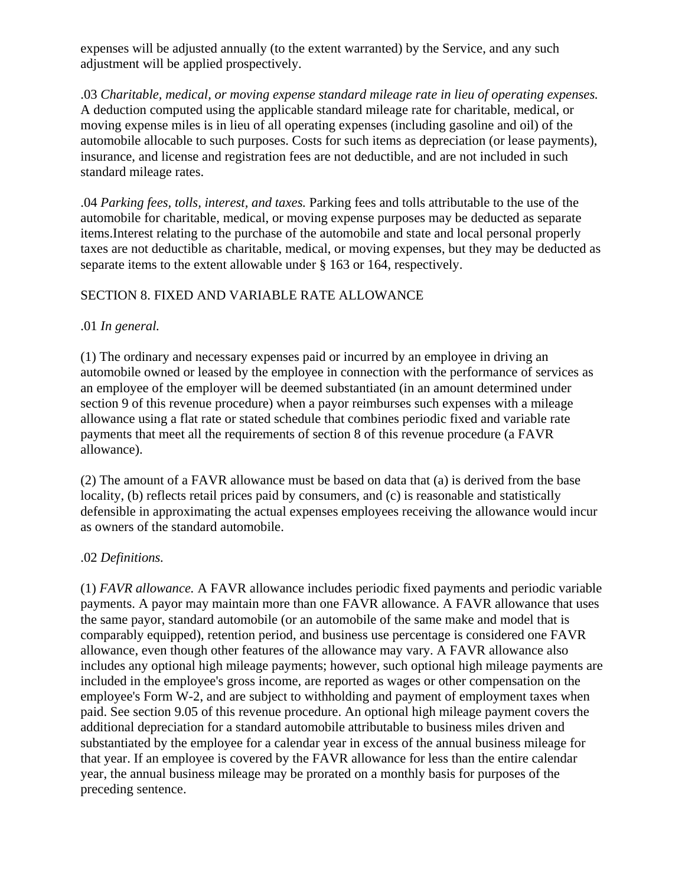expenses will be adjusted annually (to the extent warranted) by the Service, and any such adjustment will be applied prospectively.

.03 *Charitable, medical, or moving expense standard mileage rate in lieu of operating expenses.* A deduction computed using the applicable standard mileage rate for charitable, medical, or moving expense miles is in lieu of all operating expenses (including gasoline and oil) of the automobile allocable to such purposes. Costs for such items as depreciation (or lease payments), insurance, and license and registration fees are not deductible, and are not included in such standard mileage rates.

.04 *Parking fees, tolls, interest, and taxes.* Parking fees and tolls attributable to the use of the automobile for charitable, medical, or moving expense purposes may be deducted as separate items.Interest relating to the purchase of the automobile and state and local personal properly taxes are not deductible as charitable, medical, or moving expenses, but they may be deducted as separate items to the extent allowable under § 163 or 164, respectively.

SECTION 8. FIXED AND VARIABLE RATE ALLOWANCE

.01 *In general.*

(1) The ordinary and necessary expenses paid or incurred by an employee in driving an automobile owned or leased by the employee in connection with the performance of services as an employee of the employer will be deemed substantiated (in an amount determined under section 9 of this revenue procedure) when a payor reimburses such expenses with a mileage allowance using a flat rate or stated schedule that combines periodic fixed and variable rate payments that meet all the requirements of section 8 of this revenue procedure (a FAVR allowance).

(2) The amount of a FAVR allowance must be based on data that (a) is derived from the base locality, (b) reflects retail prices paid by consumers, and (c) is reasonable and statistically defensible in approximating the actual expenses employees receiving the allowance would incur as owners of the standard automobile.

.02 *Definitions.*

(1) *FAVR allowance.* A FAVR allowance includes periodic fixed payments and periodic variable payments. A payor may maintain more than one FAVR allowance. A FAVR allowance that uses the same payor, standard automobile (or an automobile of the same make and model that is comparably equipped), retention period, and business use percentage is considered one FAVR allowance, even though other features of the allowance may vary. A FAVR allowance also includes any optional high mileage payments; however, such optional high mileage payments are included in the employee's gross income, are reported as wages or other compensation on the employee's Form W-2, and are subject to withholding and payment of employment taxes when paid. See section 9.05 of this revenue procedure. An optional high mileage payment covers the additional depreciation for a standard automobile attributable to business miles driven and substantiated by the employee for a calendar year in excess of the annual business mileage for that year. If an employee is covered by the FAVR allowance for less than the entire calendar year, the annual business mileage may be prorated on a monthly basis for purposes of the preceding sentence.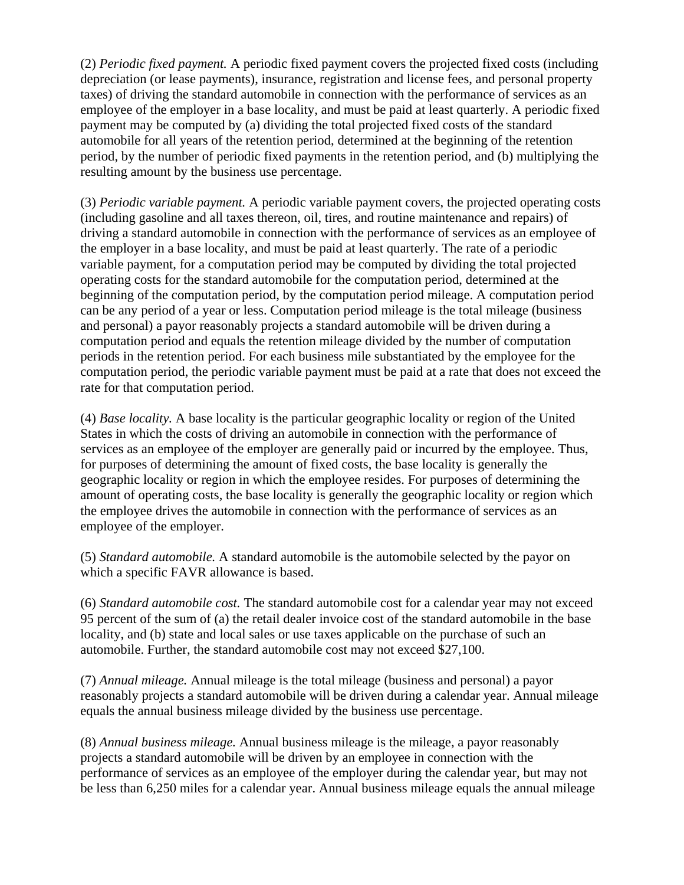(2) *Periodic fixed payment.* A periodic fixed payment covers the projected fixed costs (including depreciation (or lease payments), insurance, registration and license fees, and personal property taxes) of driving the standard automobile in connection with the performance of services as an employee of the employer in a base locality, and must be paid at least quarterly. A periodic fixed payment may be computed by (a) dividing the total projected fixed costs of the standard automobile for all years of the retention period, determined at the beginning of the retention period, by the number of periodic fixed payments in the retention period, and (b) multiplying the resulting amount by the business use percentage.

(3) *Periodic variable payment.* A periodic variable payment covers, the projected operating costs (including gasoline and all taxes thereon, oil, tires, and routine maintenance and repairs) of driving a standard automobile in connection with the performance of services as an employee of the employer in a base locality, and must be paid at least quarterly. The rate of a periodic variable payment, for a computation period may be computed by dividing the total projected operating costs for the standard automobile for the computation period, determined at the beginning of the computation period, by the computation period mileage. A computation period can be any period of a year or less. Computation period mileage is the total mileage (business and personal) a payor reasonably projects a standard automobile will be driven during a computation period and equals the retention mileage divided by the number of computation periods in the retention period. For each business mile substantiated by the employee for the computation period, the periodic variable payment must be paid at a rate that does not exceed the rate for that computation period.

(4) *Base locality.* A base locality is the particular geographic locality or region of the United States in which the costs of driving an automobile in connection with the performance of services as an employee of the employer are generally paid or incurred by the employee. Thus, for purposes of determining the amount of fixed costs, the base locality is generally the geographic locality or region in which the employee resides. For purposes of determining the amount of operating costs, the base locality is generally the geographic locality or region which the employee drives the automobile in connection with the performance of services as an employee of the employer.

(5) *Standard automobile.* A standard automobile is the automobile selected by the payor on which a specific FAVR allowance is based.

(6) *Standard automobile cost.* The standard automobile cost for a calendar year may not exceed 95 percent of the sum of (a) the retail dealer invoice cost of the standard automobile in the base locality, and (b) state and local sales or use taxes applicable on the purchase of such an automobile. Further, the standard automobile cost may not exceed $27,100.

(7) *Annual mileage.* Annual mileage is the total mileage (business and personal) a payor reasonably projects a standard automobile will be driven during a calendar year. Annual mileage equals the annual business mileage divided by the business use percentage.

(8) *Annual business mileage.* Annual business mileage is the mileage, a payor reasonably projects a standard automobile will be driven by an employee in connection with the performance of services as an employee of the employer during the calendar year, but may not be less than 6,250 miles for a calendar year. Annual business mileage equals the annual mileage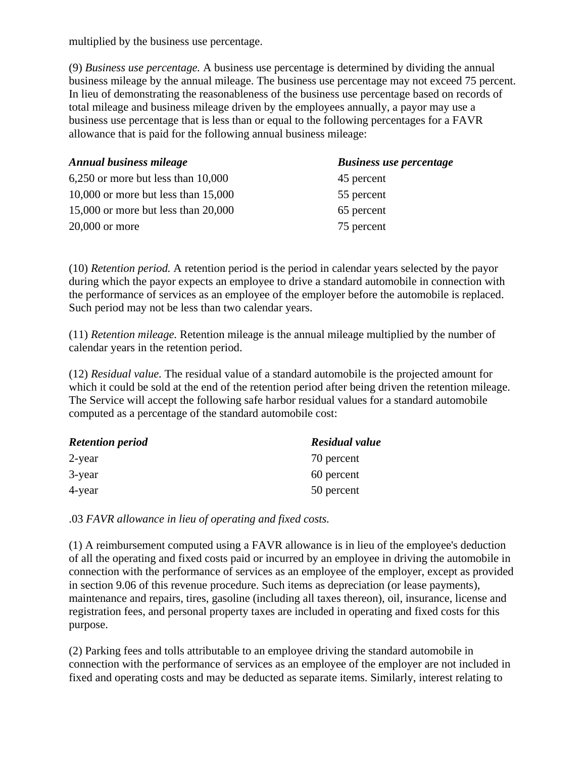multiplied by the business use percentage.

(9) *Business use percentage.* A business use percentage is determined by dividing the annual business mileage by the annual mileage. The business use percentage may not exceed 75 percent. In lieu of demonstrating the reasonableness of the business use percentage based on records of total mileage and business mileage driven by the employees annually, a payor may use a business use percentage that is less than or equal to the following percentages for a FAVR allowance that is paid for the following annual business mileage:

| ***Annual business mileage*** | ***Business use percentage*** |
|---|---|
| 6,250 or more but less than 10,000 | 45 percent |
| 10,000 or more but less than 15,000 | 55 percent |
| 15,000 or more but less than 20,000 | 65 percent |
| 20,000 or more | 75 percent |

(10) *Retention period.* A retention period is the period in calendar years selected by the payor during which the payor expects an employee to drive a standard automobile in connection with the performance of services as an employee of the employer before the automobile is replaced. Such period may not be less than two calendar years.

(11) *Retention mileage.* Retention mileage is the annual mileage multiplied by the number of calendar years in the retention period.

(12) *Residual value.* The residual value of a standard automobile is the projected amount for which it could be sold at the end of the retention period after being driven the retention mileage. The Service will accept the following safe harbor residual values for a standard automobile computed as a percentage of the standard automobile cost:

| ***Retention period*** | ***Residual value*** |
|---|---|
| 2-year | 70 percent |
| 3-year | 60 percent |
| 4-year | 50 percent |

.03 *FAVR allowance in lieu of operating and fixed costs.*

(1) A reimbursement computed using a FAVR allowance is in lieu of the employee's deduction of all the operating and fixed costs paid or incurred by an employee in driving the automobile in connection with the performance of services as an employee of the employer, except as provided in section 9.06 of this revenue procedure. Such items as depreciation (or lease payments), maintenance and repairs, tires, gasoline (including all taxes thereon), oil, insurance, license and registration fees, and personal property taxes are included in operating and fixed costs for this purpose.

(2) Parking fees and tolls attributable to an employee driving the standard automobile in connection with the performance of services as an employee of the employer are not included in fixed and operating costs and may be deducted as separate items. Similarly, interest relating to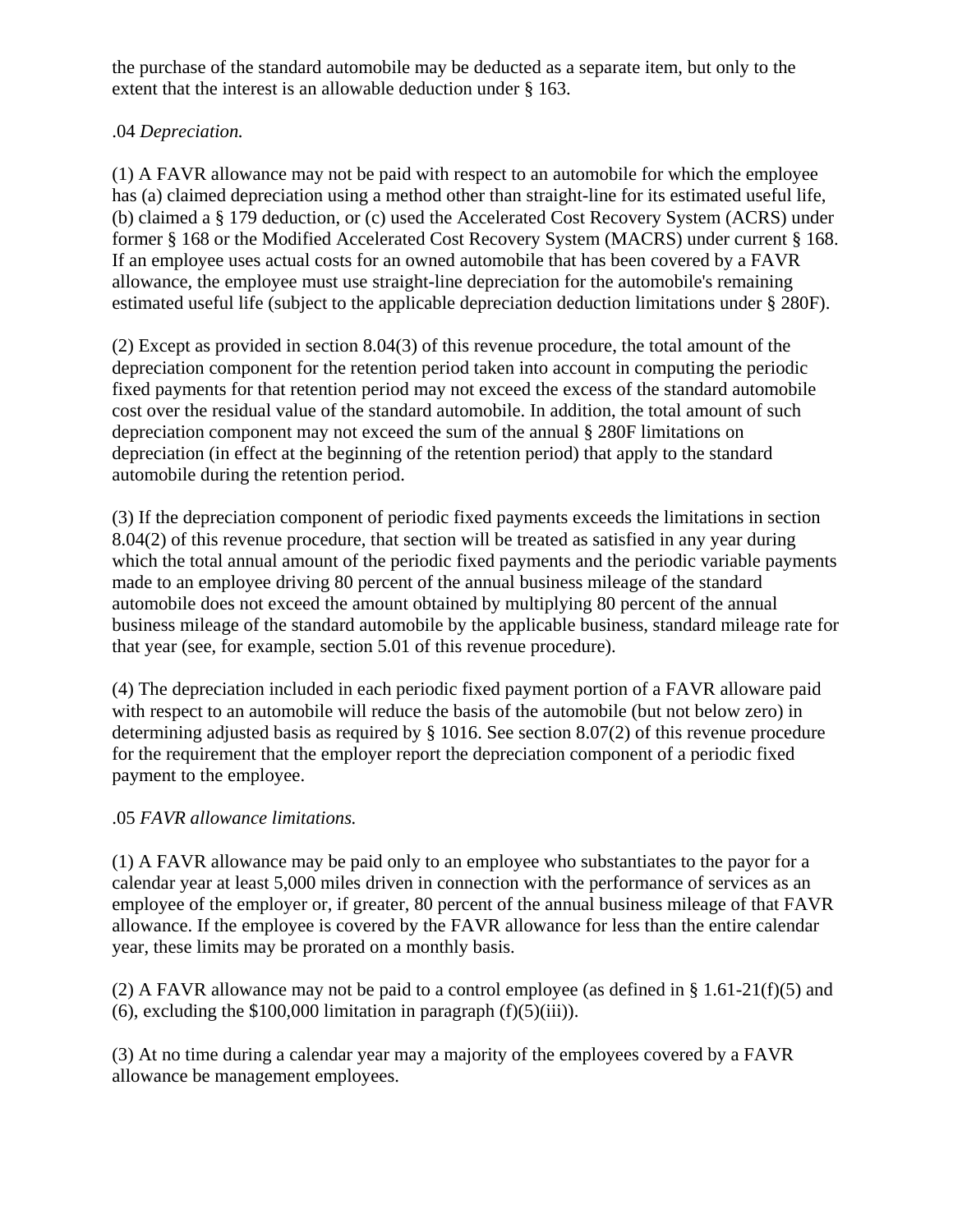the purchase of the standard automobile may be deducted as a separate item, but only to the extent that the interest is an allowable deduction under § 163.

.04 *Depreciation.*

(1) A FAVR allowance may not be paid with respect to an automobile for which the employee has (a) claimed depreciation using a method other than straight-line for its estimated useful life, (b) claimed a § 179 deduction, or (c) used the Accelerated Cost Recovery System (ACRS) under former § 168 or the Modified Accelerated Cost Recovery System (MACRS) under current § 168. If an employee uses actual costs for an owned automobile that has been covered by a FAVR allowance, the employee must use straight-line depreciation for the automobile's remaining estimated useful life (subject to the applicable depreciation deduction limitations under § 280F).

(2) Except as provided in section 8.04(3) of this revenue procedure, the total amount of the depreciation component for the retention period taken into account in computing the periodic fixed payments for that retention period may not exceed the excess of the standard automobile cost over the residual value of the standard automobile. In addition, the total amount of such depreciation component may not exceed the sum of the annual § 280F limitations on depreciation (in effect at the beginning of the retention period) that apply to the standard automobile during the retention period.

(3) If the depreciation component of periodic fixed payments exceeds the limitations in section 8.04(2) of this revenue procedure, that section will be treated as satisfied in any year during which the total annual amount of the periodic fixed payments and the periodic variable payments made to an employee driving 80 percent of the annual business mileage of the standard automobile does not exceed the amount obtained by multiplying 80 percent of the annual business mileage of the standard automobile by the applicable business, standard mileage rate for that year (see, for example, section 5.01 of this revenue procedure).

(4) The depreciation included in each periodic fixed payment portion of a FAVR alloware paid with respect to an automobile will reduce the basis of the automobile (but not below zero) in determining adjusted basis as required by § 1016. See section 8.07(2) of this revenue procedure for the requirement that the employer report the depreciation component of a periodic fixed payment to the employee.

.05 *FAVR allowance limitations.*

(1) A FAVR allowance may be paid only to an employee who substantiates to the payor for a calendar year at least 5,000 miles driven in connection with the performance of services as an employee of the employer or, if greater, 80 percent of the annual business mileage of that FAVR allowance. If the employee is covered by the FAVR allowance for less than the entire calendar year, these limits may be prorated on a monthly basis.

(2) A FAVR allowance may not be paid to a control employee (as defined in § 1.61-21(f)(5) and (6), excluding the $100,000 limitation in paragraph (f)(5)(iii)).

(3) At no time during a calendar year may a majority of the employees covered by a FAVR allowance be management employees.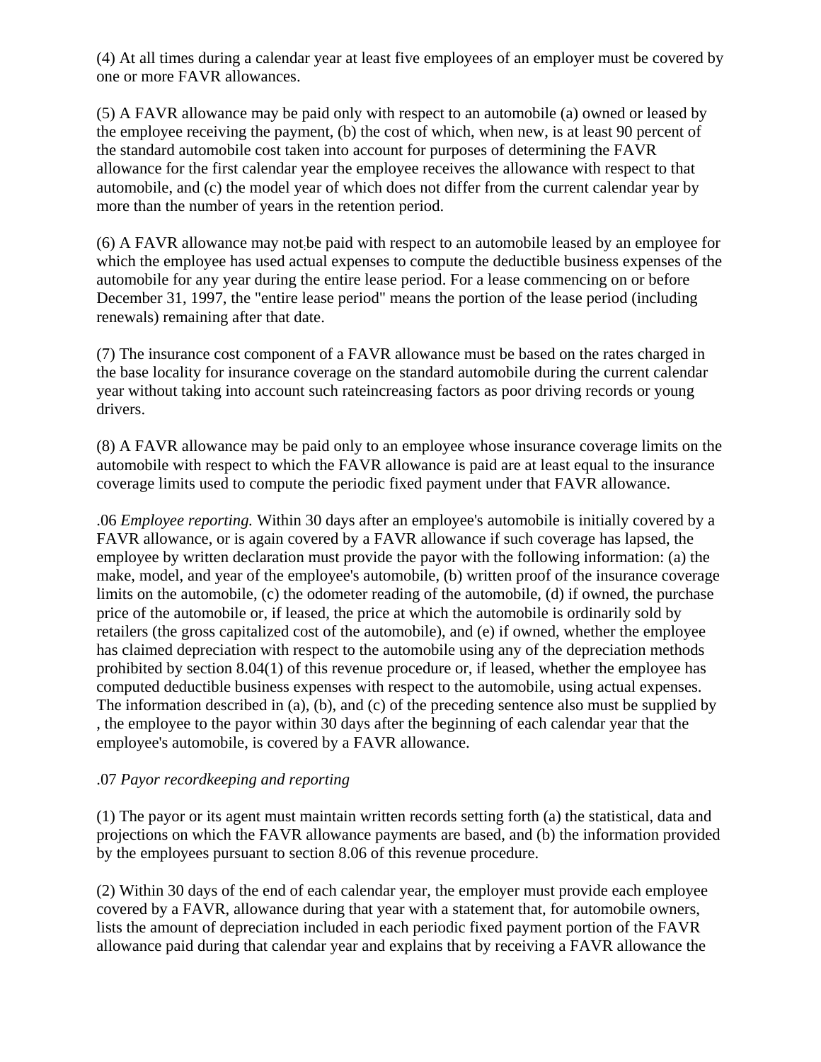(4) At all times during a calendar year at least five employees of an employer must be covered by one or more FAVR allowances.

(5) A FAVR allowance may be paid only with respect to an automobile (a) owned or leased by the employee receiving the payment, (b) the cost of which, when new, is at least 90 percent of the standard automobile cost taken into account for purposes of determining the FAVR allowance for the first calendar year the employee receives the allowance with respect to that automobile, and (c) the model year of which does not differ from the current calendar year by more than the number of years in the retention period.

(6) A FAVR allowance may not be paid with respect to an automobile leased by an employee for which the employee has used actual expenses to compute the deductible business expenses of the automobile for any year during the entire lease period. For a lease commencing on or before December 31, 1997, the "entire lease period" means the portion of the lease period (including renewals) remaining after that date.

(7) The insurance cost component of a FAVR allowance must be based on the rates charged in the base locality for insurance coverage on the standard automobile during the current calendar year without taking into account such rateincreasing factors as poor driving records or young drivers.

(8) A FAVR allowance may be paid only to an employee whose insurance coverage limits on the automobile with respect to which the FAVR allowance is paid are at least equal to the insurance coverage limits used to compute the periodic fixed payment under that FAVR allowance.

.06 *Employee reporting.* Within 30 days after an employee's automobile is initially covered by a FAVR allowance, or is again covered by a FAVR allowance if such coverage has lapsed, the employee by written declaration must provide the payor with the following information: (a) the make, model, and year of the employee's automobile, (b) written proof of the insurance coverage limits on the automobile, (c) the odometer reading of the automobile, (d) if owned, the purchase price of the automobile or, if leased, the price at which the automobile is ordinarily sold by retailers (the gross capitalized cost of the automobile), and (e) if owned, whether the employee has claimed depreciation with respect to the automobile using any of the depreciation methods prohibited by section 8.04(1) of this revenue procedure or, if leased, whether the employee has computed deductible business expenses with respect to the automobile, using actual expenses. The information described in (a), (b), and (c) of the preceding sentence also must be supplied by , the employee to the payor within 30 days after the beginning of each calendar year that the employee's automobile, is covered by a FAVR allowance.

.07 *Payor recordkeeping and reporting*

(1) The payor or its agent must maintain written records setting forth (a) the statistical, data and projections on which the FAVR allowance payments are based, and (b) the information provided by the employees pursuant to section 8.06 of this revenue procedure.

(2) Within 30 days of the end of each calendar year, the employer must provide each employee covered by a FAVR, allowance during that year with a statement that, for automobile owners, lists the amount of depreciation included in each periodic fixed payment portion of the FAVR allowance paid during that calendar year and explains that by receiving a FAVR allowance the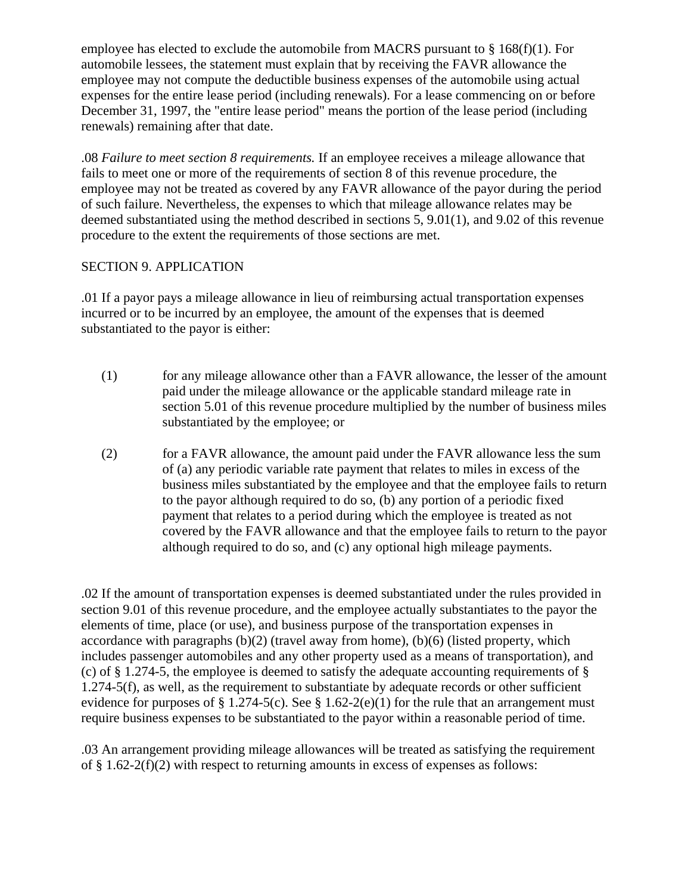employee has elected to exclude the automobile from MACRS pursuant to § 168(f)(1). For automobile lessees, the statement must explain that by receiving the FAVR allowance the employee may not compute the deductible business expenses of the automobile using actual expenses for the entire lease period (including renewals). For a lease commencing on or before December 31, 1997, the "entire lease period" means the portion of the lease period (including renewals) remaining after that date.

.08 *Failure to meet section 8 requirements.* If an employee receives a mileage allowance that fails to meet one or more of the requirements of section 8 of this revenue procedure, the employee may not be treated as covered by any FAVR allowance of the payor during the period of such failure. Nevertheless, the expenses to which that mileage allowance relates may be deemed substantiated using the method described in sections 5, 9.01(1), and 9.02 of this revenue procedure to the extent the requirements of those sections are met.

SECTION 9. APPLICATION

.01 If a payor pays a mileage allowance in lieu of reimbursing actual transportation expenses incurred or to be incurred by an employee, the amount of the expenses that is deemed substantiated to the payor is either:

(1) for any mileage allowance other than a FAVR allowance, the lesser of the amount paid under the mileage allowance or the applicable standard mileage rate in section 5.01 of this revenue procedure multiplied by the number of business miles substantiated by the employee; or

(2) for a FAVR allowance, the amount paid under the FAVR allowance less the sum of (a) any periodic variable rate payment that relates to miles in excess of the business miles substantiated by the employee and that the employee fails to return to the payor although required to do so, (b) any portion of a periodic fixed payment that relates to a period during which the employee is treated as not covered by the FAVR allowance and that the employee fails to return to the payor although required to do so, and (c) any optional high mileage payments.

.02 If the amount of transportation expenses is deemed substantiated under the rules provided in section 9.01 of this revenue procedure, and the employee actually substantiates to the payor the elements of time, place (or use), and business purpose of the transportation expenses in accordance with paragraphs (b)(2) (travel away from home), (b)(6) (listed property, which includes passenger automobiles and any other property used as a means of transportation), and (c) of § 1.274-5, the employee is deemed to satisfy the adequate accounting requirements of § 1.274-5(f), as well, as the requirement to substantiate by adequate records or other sufficient evidence for purposes of § 1.274-5(c). See § 1.62-2(e)(1) for the rule that an arrangement must require business expenses to be substantiated to the payor within a reasonable period of time.

.03 An arrangement providing mileage allowances will be treated as satisfying the requirement of § 1.62-2(f)(2) with respect to returning amounts in excess of expenses as follows: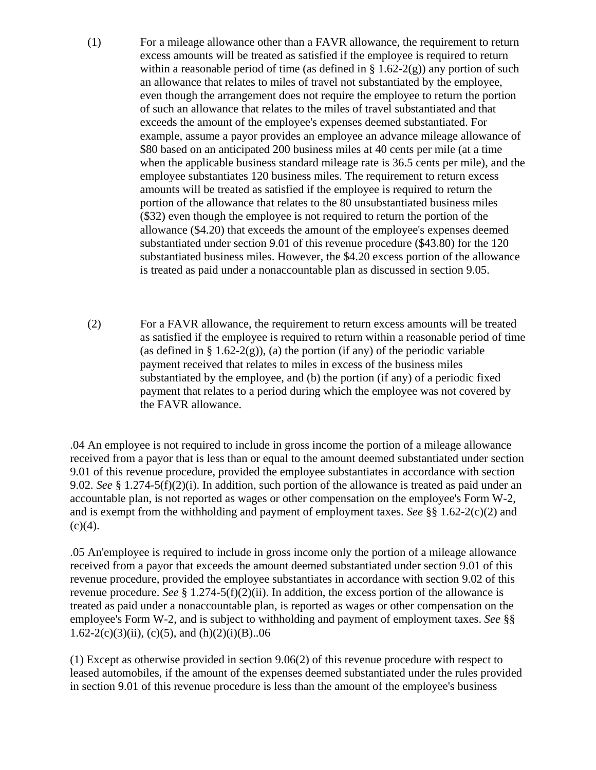(1) For a mileage allowance other than a FAVR allowance, the requirement to return excess amounts will be treated as satisfied if the employee is required to return within a reasonable period of time (as defined in § 1.62-2(g)) any portion of such an allowance that relates to miles of travel not substantiated by the employee, even though the arrangement does not require the employee to return the portion of such an allowance that relates to the miles of travel substantiated and that exceeds the amount of the employee's expenses deemed substantiated. For example, assume a payor provides an employee an advance mileage allowance of $80 based on an anticipated 200 business miles at 40 cents per mile (at a time when the applicable business standard mileage rate is 36.5 cents per mile), and the employee substantiates 120 business miles. The requirement to return excess amounts will be treated as satisfied if the employee is required to return the portion of the allowance that relates to the 80 unsubstantiated business miles ($32) even though the employee is not required to return the portion of the allowance ($4.20) that exceeds the amount of the employee's expenses deemed substantiated under section 9.01 of this revenue procedure ($43.80) for the 120 substantiated business miles. However, the $4.20 excess portion of the allowance is treated as paid under a nonaccountable plan as discussed in section 9.05.

(2) For a FAVR allowance, the requirement to return excess amounts will be treated as satisfied if the employee is required to return within a reasonable period of time (as defined in § 1.62-2(g)), (a) the portion (if any) of the periodic variable payment received that relates to miles in excess of the business miles substantiated by the employee, and (b) the portion (if any) of a periodic fixed payment that relates to a period during which the employee was not covered by the FAVR allowance.

.04 An employee is not required to include in gross income the portion of a mileage allowance received from a payor that is less than or equal to the amount deemed substantiated under section 9.01 of this revenue procedure, provided the employee substantiates in accordance with section 9.02. *See* § 1.274-5(f)(2)(i). In addition, such portion of the allowance is treated as paid under an accountable plan, is not reported as wages or other compensation on the employee's Form W-2, and is exempt from the withholding and payment of employment taxes. *See* §§ 1.62-2(c)(2) and (c)(4).

.05 An'employee is required to include in gross income only the portion of a mileage allowance received from a payor that exceeds the amount deemed substantiated under section 9.01 of this revenue procedure, provided the employee substantiates in accordance with section 9.02 of this revenue procedure. *See* § 1.274-5(f)(2)(ii). In addition, the excess portion of the allowance is treated as paid under a nonaccountable plan, is reported as wages or other compensation on the employee's Form W-2, and is subject to withholding and payment of employment taxes. *See* §§ 1.62-2(c)(3)(ii), (c)(5), and (h)(2)(i)(B)..06

(1) Except as otherwise provided in section 9.06(2) of this revenue procedure with respect to leased automobiles, if the amount of the expenses deemed substantiated under the rules provided in section 9.01 of this revenue procedure is less than the amount of the employee's business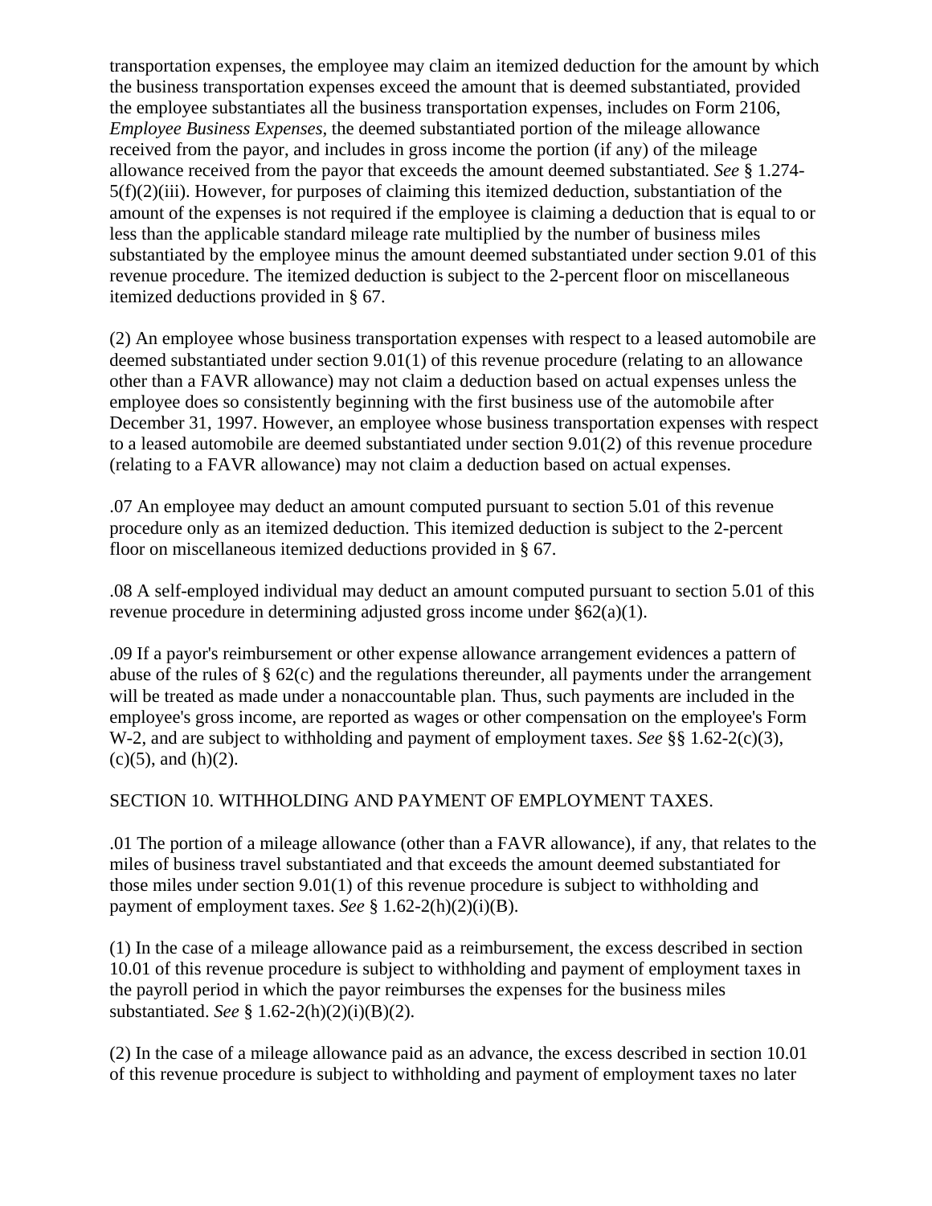transportation expenses, the employee may claim an itemized deduction for the amount by which the business transportation expenses exceed the amount that is deemed substantiated, provided the employee substantiates all the business transportation expenses, includes on Form 2106, *Employee Business Expenses*, the deemed substantiated portion of the mileage allowance received from the payor, and includes in gross income the portion (if any) of the mileage allowance received from the payor that exceeds the amount deemed substantiated. *See* § 1.274-5(f)(2)(iii). However, for purposes of claiming this itemized deduction, substantiation of the amount of the expenses is not required if the employee is claiming a deduction that is equal to or less than the applicable standard mileage rate multiplied by the number of business miles substantiated by the employee minus the amount deemed substantiated under section 9.01 of this revenue procedure. The itemized deduction is subject to the 2-percent floor on miscellaneous itemized deductions provided in § 67.

(2) An employee whose business transportation expenses with respect to a leased automobile are deemed substantiated under section 9.01(1) of this revenue procedure (relating to an allowance other than a FAVR allowance) may not claim a deduction based on actual expenses unless the employee does so consistently beginning with the first business use of the automobile after December 31, 1997. However, an employee whose business transportation expenses with respect to a leased automobile are deemed substantiated under section 9.01(2) of this revenue procedure (relating to a FAVR allowance) may not claim a deduction based on actual expenses.

.07 An employee may deduct an amount computed pursuant to section 5.01 of this revenue procedure only as an itemized deduction. This itemized deduction is subject to the 2-percent floor on miscellaneous itemized deductions provided in § 67.

.08 A self-employed individual may deduct an amount computed pursuant to section 5.01 of this revenue procedure in determining adjusted gross income under §62(a)(1).

.09 If a payor's reimbursement or other expense allowance arrangement evidences a pattern of abuse of the rules of § 62(c) and the regulations thereunder, all payments under the arrangement will be treated as made under a nonaccountable plan. Thus, such payments are included in the employee's gross income, are reported as wages or other compensation on the employee's Form W-2, and are subject to withholding and payment of employment taxes. *See* §§ 1.62-2(c)(3), (c)(5), and (h)(2).

SECTION 10. WITHHOLDING AND PAYMENT OF EMPLOYMENT TAXES.

.01 The portion of a mileage allowance (other than a FAVR allowance), if any, that relates to the miles of business travel substantiated and that exceeds the amount deemed substantiated for those miles under section 9.01(1) of this revenue procedure is subject to withholding and payment of employment taxes. *See* § 1.62-2(h)(2)(i)(B).

(1) In the case of a mileage allowance paid as a reimbursement, the excess described in section 10.01 of this revenue procedure is subject to withholding and payment of employment taxes in the payroll period in which the payor reimburses the expenses for the business miles substantiated. *See* § 1.62-2(h)(2)(i)(B)(2).

(2) In the case of a mileage allowance paid as an advance, the excess described in section 10.01 of this revenue procedure is subject to withholding and payment of employment taxes no later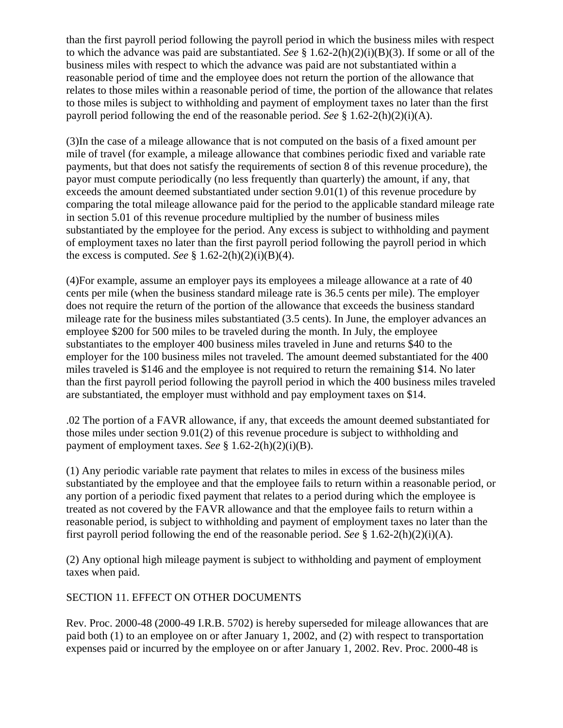than the first payroll period following the payroll period in which the business miles with respect to which the advance was paid are substantiated. *See* § 1.62-2(h)(2)(i)(B)(3). If some or all of the business miles with respect to which the advance was paid are not substantiated within a reasonable period of time and the employee does not return the portion of the allowance that relates to those miles within a reasonable period of time, the portion of the allowance that relates to those miles is subject to withholding and payment of employment taxes no later than the first payroll period following the end of the reasonable period. *See* § 1.62-2(h)(2)(i)(A).

(3)In the case of a mileage allowance that is not computed on the basis of a fixed amount per mile of travel (for example, a mileage allowance that combines periodic fixed and variable rate payments, but that does not satisfy the requirements of section 8 of this revenue procedure), the payor must compute periodically (no less frequently than quarterly) the amount, if any, that exceeds the amount deemed substantiated under section 9.01(1) of this revenue procedure by comparing the total mileage allowance paid for the period to the applicable standard mileage rate in section 5.01 of this revenue procedure multiplied by the number of business miles substantiated by the employee for the period. Any excess is subject to withholding and payment of employment taxes no later than the first payroll period following the payroll period in which the excess is computed. *See* § 1.62-2(h)(2)(i)(B)(4).

(4)For example, assume an employer pays its employees a mileage allowance at a rate of 40 cents per mile (when the business standard mileage rate is 36.5 cents per mile). The employer does not require the return of the portion of the allowance that exceeds the business standard mileage rate for the business miles substantiated (3.5 cents). In June, the employer advances an employee $200 for 500 miles to be traveled during the month. In July, the employee substantiates to the employer 400 business miles traveled in June and returns $40 to the employer for the 100 business miles not traveled. The amount deemed substantiated for the 400 miles traveled is $146 and the employee is not required to return the remaining $14. No later than the first payroll period following the payroll period in which the 400 business miles traveled are substantiated, the employer must withhold and pay employment taxes on $14.

.02 The portion of a FAVR allowance, if any, that exceeds the amount deemed substantiated for those miles under section 9.01(2) of this revenue procedure is subject to withholding and payment of employment taxes. *See* § 1.62-2(h)(2)(i)(B).

(1) Any periodic variable rate payment that relates to miles in excess of the business miles substantiated by the employee and that the employee fails to return within a reasonable period, or any portion of a periodic fixed payment that relates to a period during which the employee is treated as not covered by the FAVR allowance and that the employee fails to return within a reasonable period, is subject to withholding and payment of employment taxes no later than the first payroll period following the end of the reasonable period. *See* § 1.62-2(h)(2)(i)(A).

(2) Any optional high mileage payment is subject to withholding and payment of employment taxes when paid.

## SECTION 11. EFFECT ON OTHER DOCUMENTS

Rev. Proc. 2000-48 (2000-49 I.R.B. 5702) is hereby superseded for mileage allowances that are paid both (1) to an employee on or after January 1, 2002, and (2) with respect to transportation expenses paid or incurred by the employee on or after January 1, 2002. Rev. Proc. 2000-48 is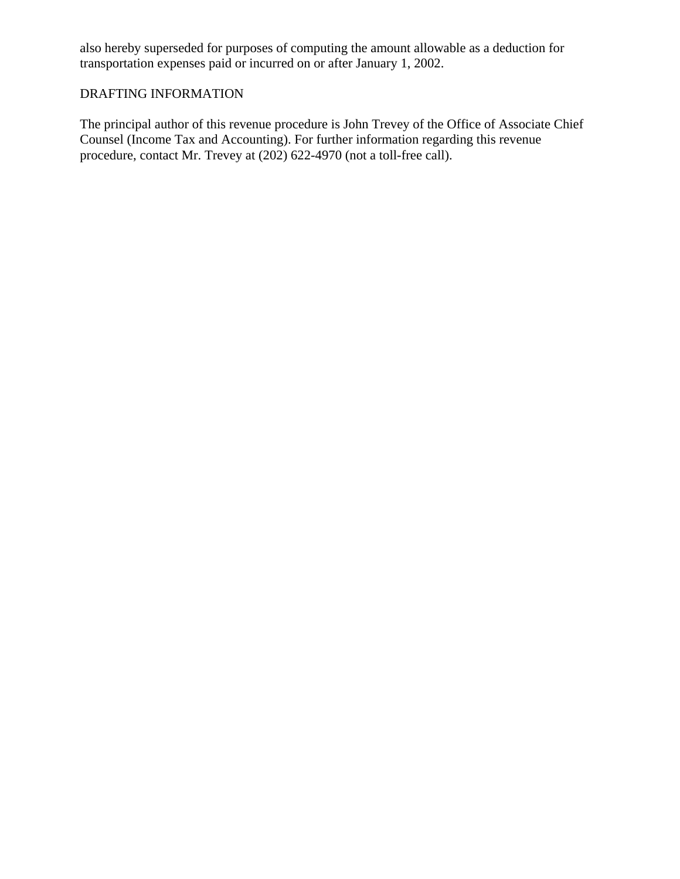also hereby superseded for purposes of computing the amount allowable as a deduction for transportation expenses paid or incurred on or after January 1, 2002.

DRAFTING INFORMATION

The principal author of this revenue procedure is John Trevey of the Office of Associate Chief Counsel (Income Tax and Accounting). For further information regarding this revenue procedure, contact Mr. Trevey at (202) 622-4970 (not a toll-free call).